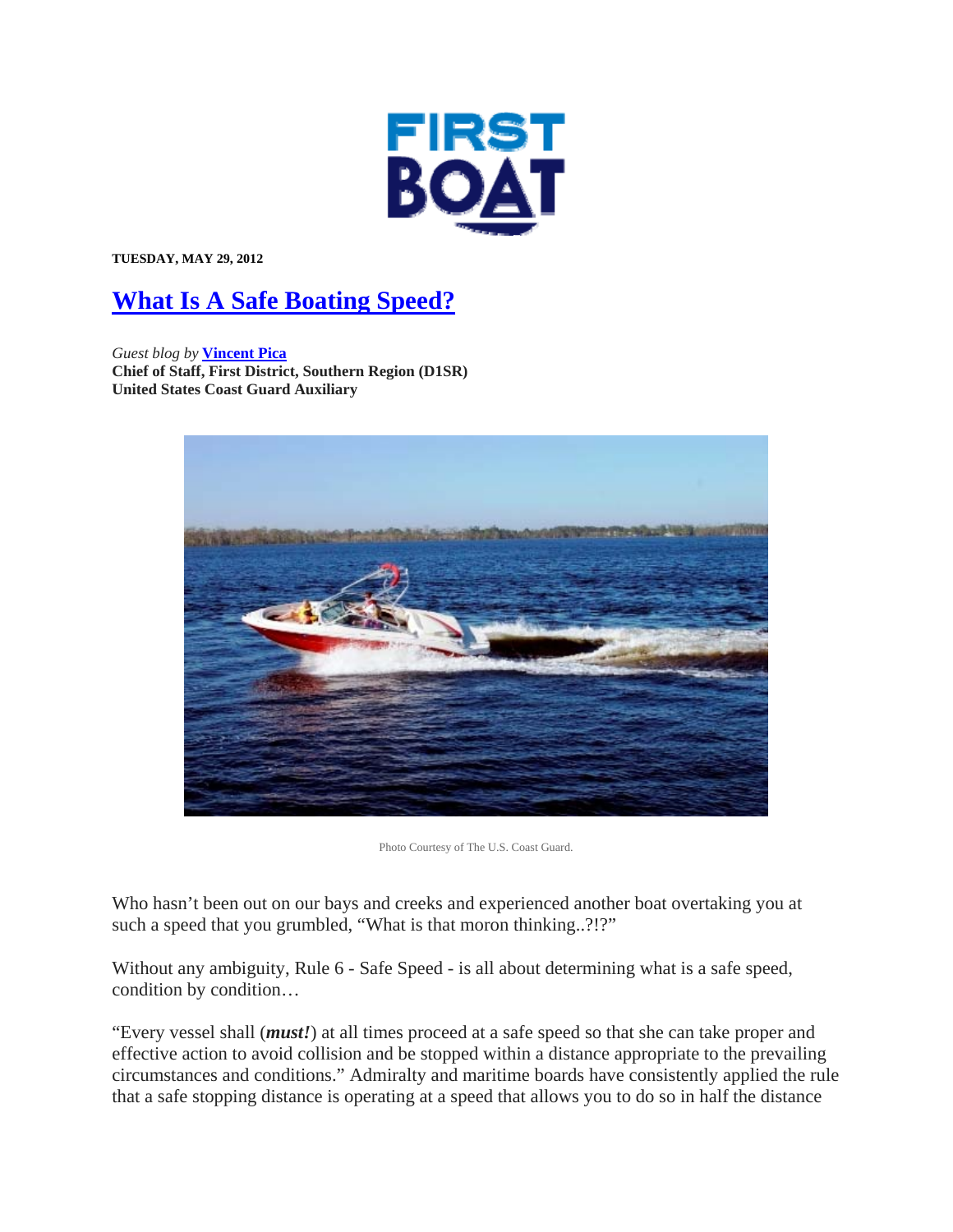FIRST BOAT

**TUESDAY, MAY 29, 2012**

# What Is A Safe Boating Speed?

*Guest blog by* **Vincent Pica**
**Chief of Staff, First District, Southern Region (D1SR)**
**United States Coast Guard Auxiliary**

Photo Courtesy of The U.S. Coast Guard.

Who hasn't been out on our bays and creeks and experienced another boat overtaking you at such a speed that you grumbled, "What is that moron thinking..?!?"

Without any ambiguity, Rule 6 - Safe Speed - is all about determining what is a safe speed, condition by condition…

"Every vessel shall (***must!***) at all times proceed at a safe speed so that she can take proper and effective action to avoid collision and be stopped within a distance appropriate to the prevailing circumstances and conditions." Admiralty and maritime boards have consistently applied the rule that a safe stopping distance is operating at a speed that allows you to do so in half the distance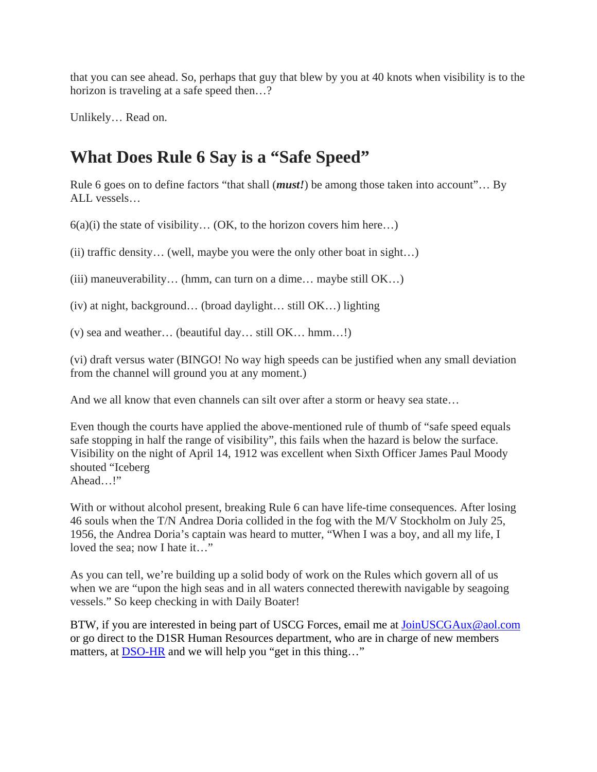that you can see ahead. So, perhaps that guy that blew by you at 40 knots when visibility is to the horizon is traveling at a safe speed then…?

Unlikely… Read on.

## What Does Rule 6 Say is a "Safe Speed"

Rule 6 goes on to define factors "that shall (***must!***) be among those taken into account"… By ALL vessels…

6(a)(i) the state of visibility… (OK, to the horizon covers him here…)

(ii) traffic density… (well, maybe you were the only other boat in sight…)

(iii) maneuverability… (hmm, can turn on a dime… maybe still OK…)

(iv) at night, background… (broad daylight… still OK…) lighting

(v) sea and weather… (beautiful day… still OK… hmm…!)

(vi) draft versus water (BINGO! No way high speeds can be justified when any small deviation from the channel will ground you at any moment.)

And we all know that even channels can silt over after a storm or heavy sea state…

Even though the courts have applied the above-mentioned rule of thumb of "safe speed equals safe stopping in half the range of visibility", this fails when the hazard is below the surface. Visibility on the night of April 14, 1912 was excellent when Sixth Officer James Paul Moody shouted "Iceberg
Ahead…!"

With or without alcohol present, breaking Rule 6 can have life-time consequences. After losing 46 souls when the T/N Andrea Doria collided in the fog with the M/V Stockholm on July 25, 1956, the Andrea Doria's captain was heard to mutter, "When I was a boy, and all my life, I loved the sea; now I hate it…"

As you can tell, we're building up a solid body of work on the Rules which govern all of us when we are "upon the high seas and in all waters connected therewith navigable by seagoing vessels." So keep checking in with Daily Boater!

BTW, if you are interested in being part of USCG Forces, email me at JoinUSCGAux@aol.com or go direct to the D1SR Human Resources department, who are in charge of new members matters, at DSO-HR and we will help you "get in this thing…"